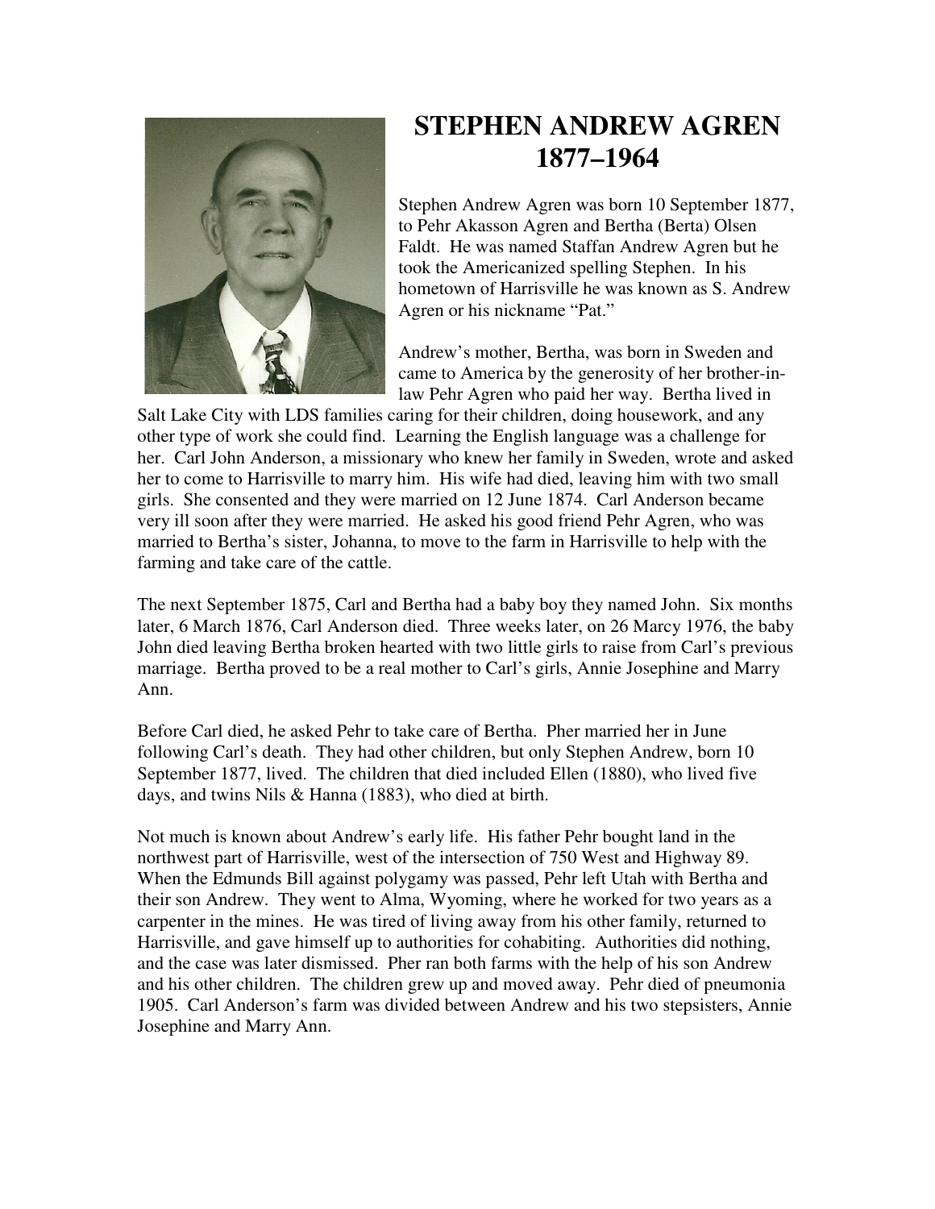# STEPHEN ANDREW AGREN
# 1877–1964

Stephen Andrew Agren was born 10 September 1877, to Pehr Akasson Agren and Bertha (Berta) Olsen Faldt. He was named Staffan Andrew Agren but he took the Americanized spelling Stephen. In his hometown of Harrisville he was known as S. Andrew Agren or his nickname "Pat."

Andrew's mother, Bertha, was born in Sweden and came to America by the generosity of her brother-in-law Pehr Agren who paid her way. Bertha lived in Salt Lake City with LDS families caring for their children, doing housework, and any other type of work she could find. Learning the English language was a challenge for her. Carl John Anderson, a missionary who knew her family in Sweden, wrote and asked her to come to Harrisville to marry him. His wife had died, leaving him with two small girls. She consented and they were married on 12 June 1874. Carl Anderson became very ill soon after they were married. He asked his good friend Pehr Agren, who was married to Bertha's sister, Johanna, to move to the farm in Harrisville to help with the farming and take care of the cattle.

The next September 1875, Carl and Bertha had a baby boy they named John. Six months later, 6 March 1876, Carl Anderson died. Three weeks later, on 26 Marcy 1976, the baby John died leaving Bertha broken hearted with two little girls to raise from Carl's previous marriage. Bertha proved to be a real mother to Carl's girls, Annie Josephine and Marry Ann.

Before Carl died, he asked Pehr to take care of Bertha. Pher married her in June following Carl's death. They had other children, but only Stephen Andrew, born 10 September 1877, lived. The children that died included Ellen (1880), who lived five days, and twins Nils & Hanna (1883), who died at birth.

Not much is known about Andrew's early life. His father Pehr bought land in the northwest part of Harrisville, west of the intersection of 750 West and Highway 89. When the Edmunds Bill against polygamy was passed, Pehr left Utah with Bertha and their son Andrew. They went to Alma, Wyoming, where he worked for two years as a carpenter in the mines. He was tired of living away from his other family, returned to Harrisville, and gave himself up to authorities for cohabiting. Authorities did nothing, and the case was later dismissed. Pher ran both farms with the help of his son Andrew and his other children. The children grew up and moved away. Pehr died of pneumonia 1905. Carl Anderson's farm was divided between Andrew and his two stepsisters, Annie Josephine and Marry Ann.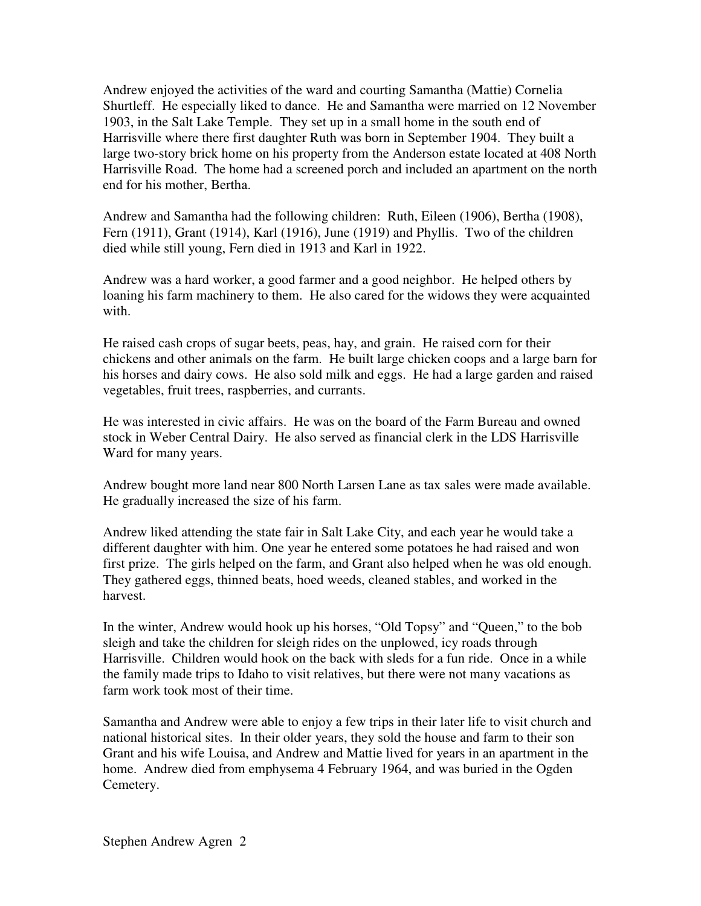Andrew enjoyed the activities of the ward and courting Samantha (Mattie) Cornelia Shurtleff. He especially liked to dance. He and Samantha were married on 12 November 1903, in the Salt Lake Temple. They set up in a small home in the south end of Harrisville where there first daughter Ruth was born in September 1904. They built a large two-story brick home on his property from the Anderson estate located at 408 North Harrisville Road. The home had a screened porch and included an apartment on the north end for his mother, Bertha.

Andrew and Samantha had the following children: Ruth, Eileen (1906), Bertha (1908), Fern (1911), Grant (1914), Karl (1916), June (1919) and Phyllis. Two of the children died while still young, Fern died in 1913 and Karl in 1922.

Andrew was a hard worker, a good farmer and a good neighbor. He helped others by loaning his farm machinery to them. He also cared for the widows they were acquainted with.

He raised cash crops of sugar beets, peas, hay, and grain. He raised corn for their chickens and other animals on the farm. He built large chicken coops and a large barn for his horses and dairy cows. He also sold milk and eggs. He had a large garden and raised vegetables, fruit trees, raspberries, and currants.

He was interested in civic affairs. He was on the board of the Farm Bureau and owned stock in Weber Central Dairy. He also served as financial clerk in the LDS Harrisville Ward for many years.

Andrew bought more land near 800 North Larsen Lane as tax sales were made available. He gradually increased the size of his farm.

Andrew liked attending the state fair in Salt Lake City, and each year he would take a different daughter with him. One year he entered some potatoes he had raised and won first prize. The girls helped on the farm, and Grant also helped when he was old enough. They gathered eggs, thinned beats, hoed weeds, cleaned stables, and worked in the harvest.

In the winter, Andrew would hook up his horses, "Old Topsy" and "Queen," to the bob sleigh and take the children for sleigh rides on the unplowed, icy roads through Harrisville. Children would hook on the back with sleds for a fun ride. Once in a while the family made trips to Idaho to visit relatives, but there were not many vacations as farm work took most of their time.

Samantha and Andrew were able to enjoy a few trips in their later life to visit church and national historical sites. In their older years, they sold the house and farm to their son Grant and his wife Louisa, and Andrew and Mattie lived for years in an apartment in the home. Andrew died from emphysema 4 February 1964, and was buried in the Ogden Cemetery.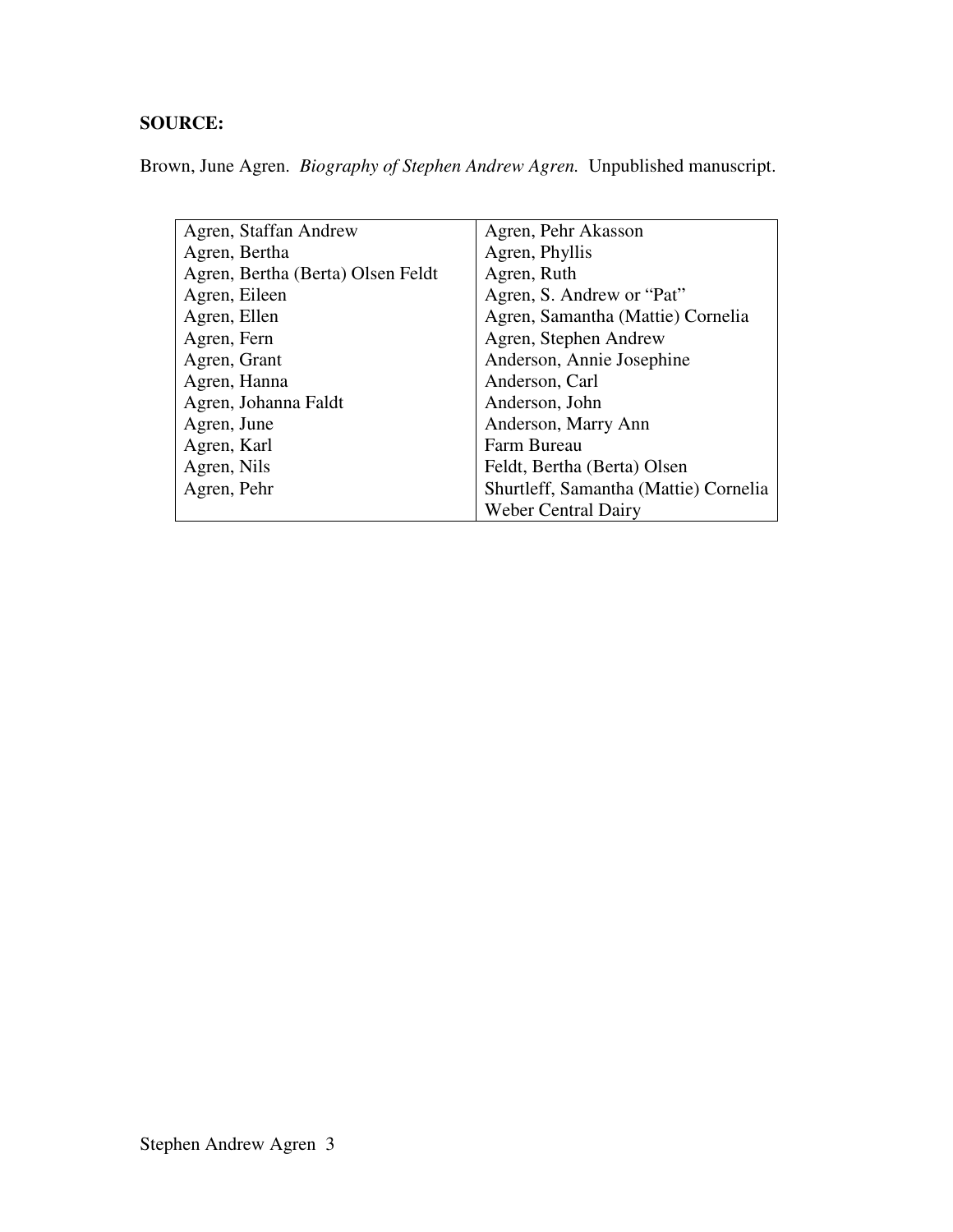**SOURCE:**

Brown, June Agren. *Biography of Stephen Andrew Agren.* Unpublished manuscript.

| | |
|---|---|
| Agren, Staffan Andrew | Agren, Pehr Akasson |
| Agren, Bertha | Agren, Phyllis |
| Agren, Bertha (Berta) Olsen Feldt | Agren, Ruth |
| Agren, Eileen | Agren, S. Andrew or "Pat" |
| Agren, Ellen | Agren, Samantha (Mattie) Cornelia |
| Agren, Fern | Agren, Stephen Andrew |
| Agren, Grant | Anderson, Annie Josephine |
| Agren, Hanna | Anderson, Carl |
| Agren, Johanna Faldt | Anderson, John |
| Agren, June | Anderson, Marry Ann |
| Agren, Karl | Farm Bureau |
| Agren, Nils | Feldt, Bertha (Berta) Olsen |
| Agren, Pehr | Shurtleff, Samantha (Mattie) Cornelia |
| | Weber Central Dairy |